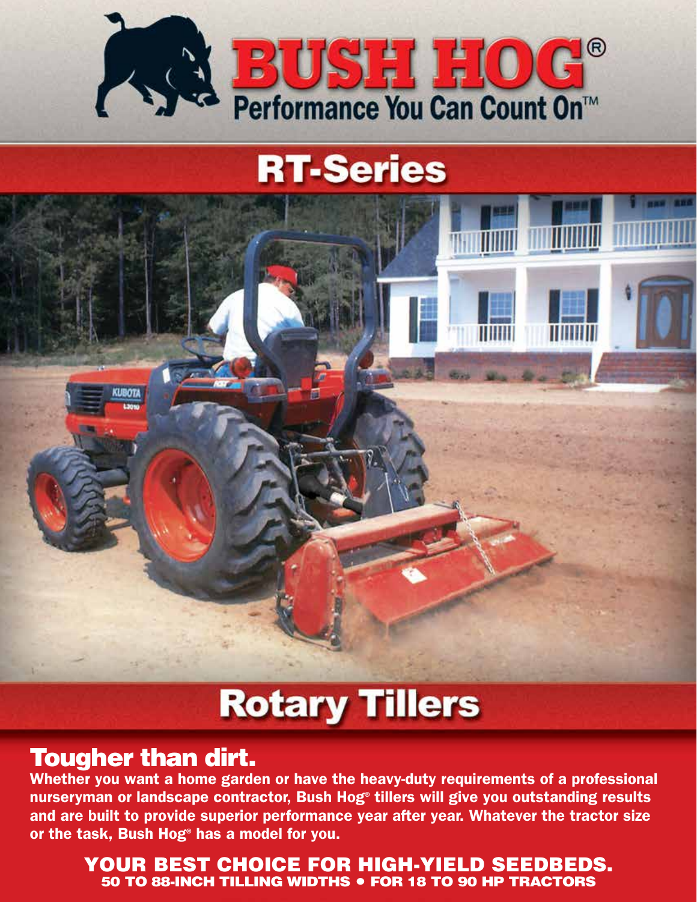# BUSH HOG®

Performance You Can Count On™

## RT-Series

## Rotary Tillers

### Tougher than dirt.

**Whether you want a home garden or have the heavy-duty requirements of a professional nurseryman or landscape contractor, Bush Hog® tillers will give you outstanding results and are built to provide superior performance year after year. Whatever the tractor size or the task, Bush Hog® has a model for you.**

**YOUR BEST CHOICE FOR HIGH-YIELD SEEDBEDS.**
**50 TO 88-INCH TILLING WIDTHS • FOR 18 TO 90 HP TRACTORS**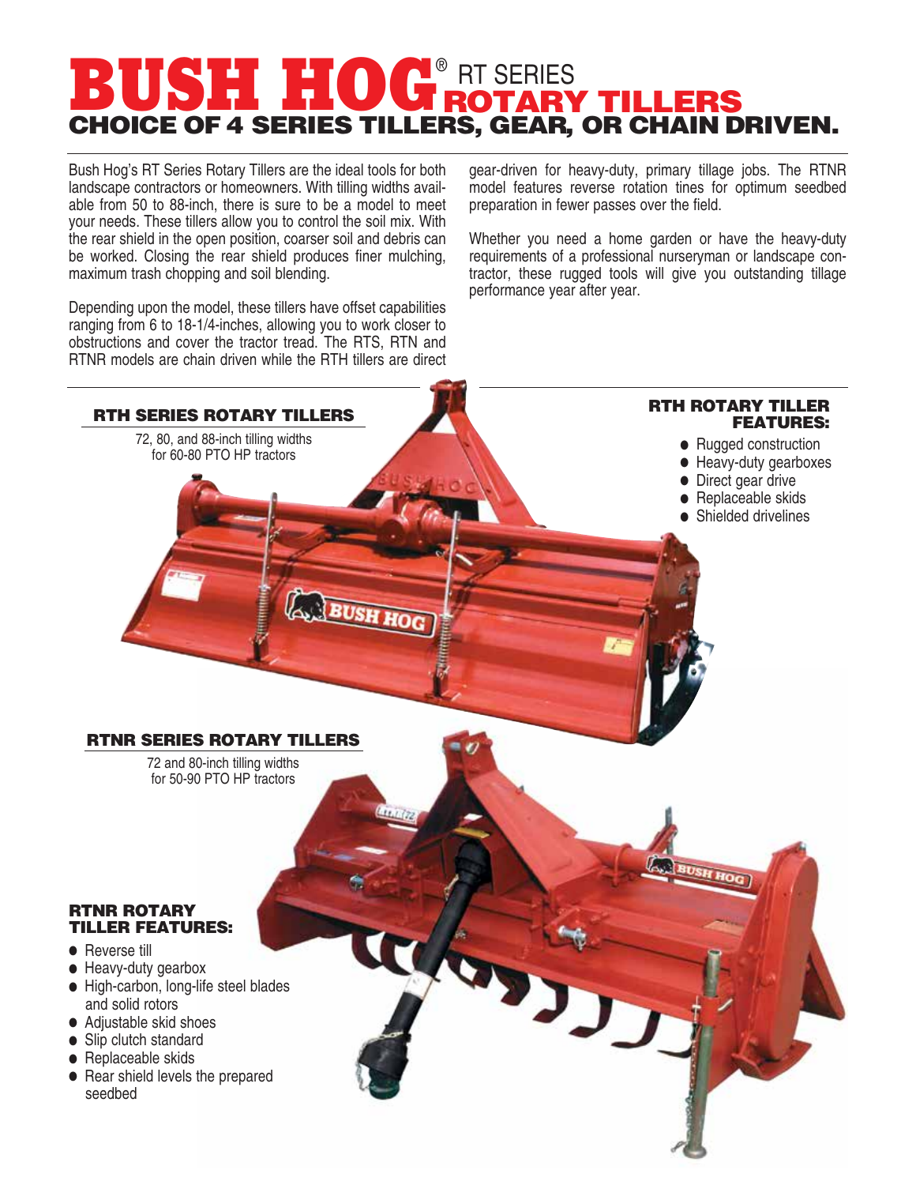# BUSH HOG® RT SERIES ROTARY TILLERS

## CHOICE OF 4 SERIES TILLERS, GEAR, OR CHAIN DRIVEN.

Bush Hog's RT Series Rotary Tillers are the ideal tools for both landscape contractors or homeowners. With tilling widths available from 50 to 88-inch, there is sure to be a model to meet your needs. These tillers allow you to control the soil mix. With the rear shield in the open position, coarser soil and debris can be worked. Closing the rear shield produces finer mulching, maximum trash chopping and soil blending.

Depending upon the model, these tillers have offset capabilities ranging from 6 to 18-1/4-inches, allowing you to work closer to obstructions and cover the tractor tread. The RTS, RTN and RTNR models are chain driven while the RTH tillers are direct gear-driven for heavy-duty, primary tillage jobs. The RTNR model features reverse rotation tines for optimum seedbed preparation in fewer passes over the field.

Whether you need a home garden or have the heavy-duty requirements of a professional nurseryman or landscape contractor, these rugged tools will give you outstanding tillage performance year after year.

### RTH SERIES ROTARY TILLERS

72, 80, and 88-inch tilling widths for 60-80 PTO HP tractors

### RTH ROTARY TILLER FEATURES:

- Rugged construction
- Heavy-duty gearboxes
- Direct gear drive
- Replaceable skids
- Shielded drivelines

### RTNR SERIES ROTARY TILLERS

72 and 80-inch tilling widths for 50-90 PTO HP tractors

### RTNR ROTARY TILLER FEATURES:

- Reverse till
- Heavy-duty gearbox
- High-carbon, long-life steel blades and solid rotors
- Adjustable skid shoes
- Slip clutch standard
- Replaceable skids
- Rear shield levels the prepared seedbed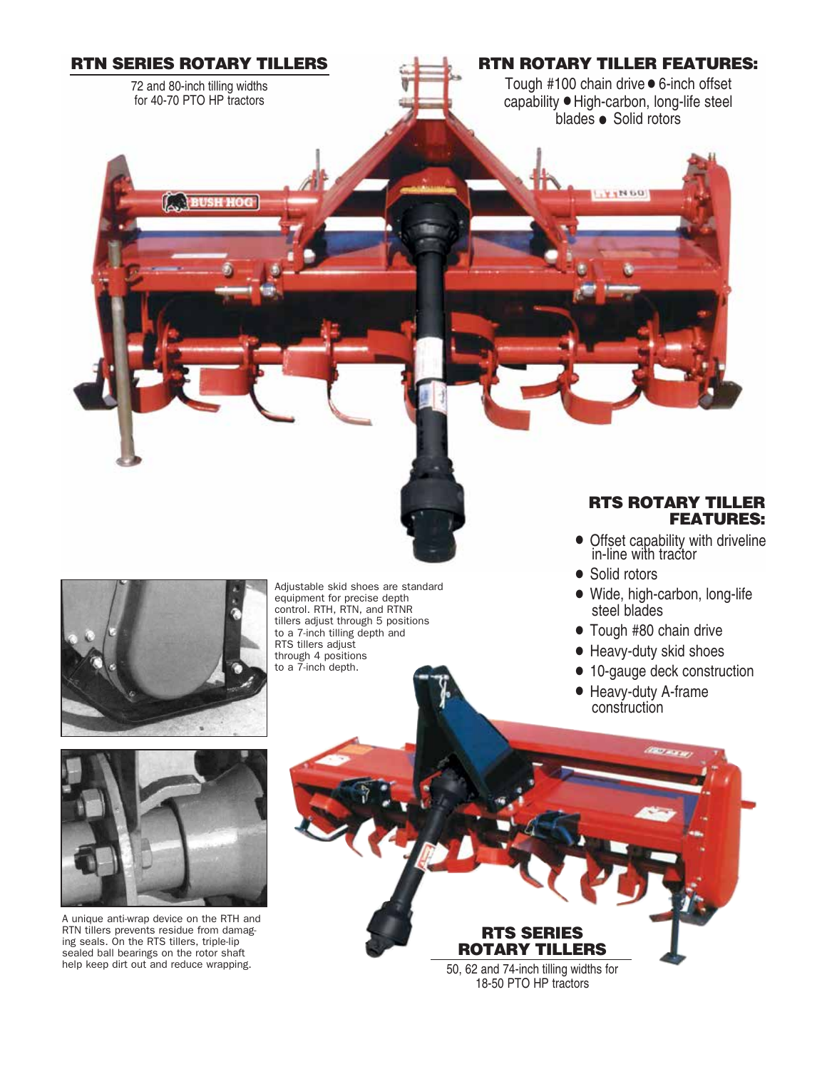## RTN SERIES ROTARY TILLERS

72 and 80-inch tilling widths for 40-70 PTO HP tractors

## RTN ROTARY TILLER FEATURES:

Tough #100 chain drive • 6-inch offset capability • High-carbon, long-life steel blades • Solid rotors

## RTS ROTARY TILLER FEATURES:

- Offset capability with driveline in-line with tractor
- Solid rotors
- Wide, high-carbon, long-life steel blades
- Tough #80 chain drive
- Heavy-duty skid shoes
- 10-gauge deck construction
- Heavy-duty A-frame construction

Adjustable skid shoes are standard equipment for precise depth control. RTH, RTN, and RTNR tillers adjust through 5 positions to a 7-inch tilling depth and RTS tillers adjust through 4 positions to a 7-inch depth.

A unique anti-wrap device on the RTH and RTN tillers prevents residue from damaging seals. On the RTS tillers, triple-lip sealed ball bearings on the rotor shaft help keep dirt out and reduce wrapping.

## RTS SERIES ROTARY TILLERS

50, 62 and 74-inch tilling widths for 18-50 PTO HP tractors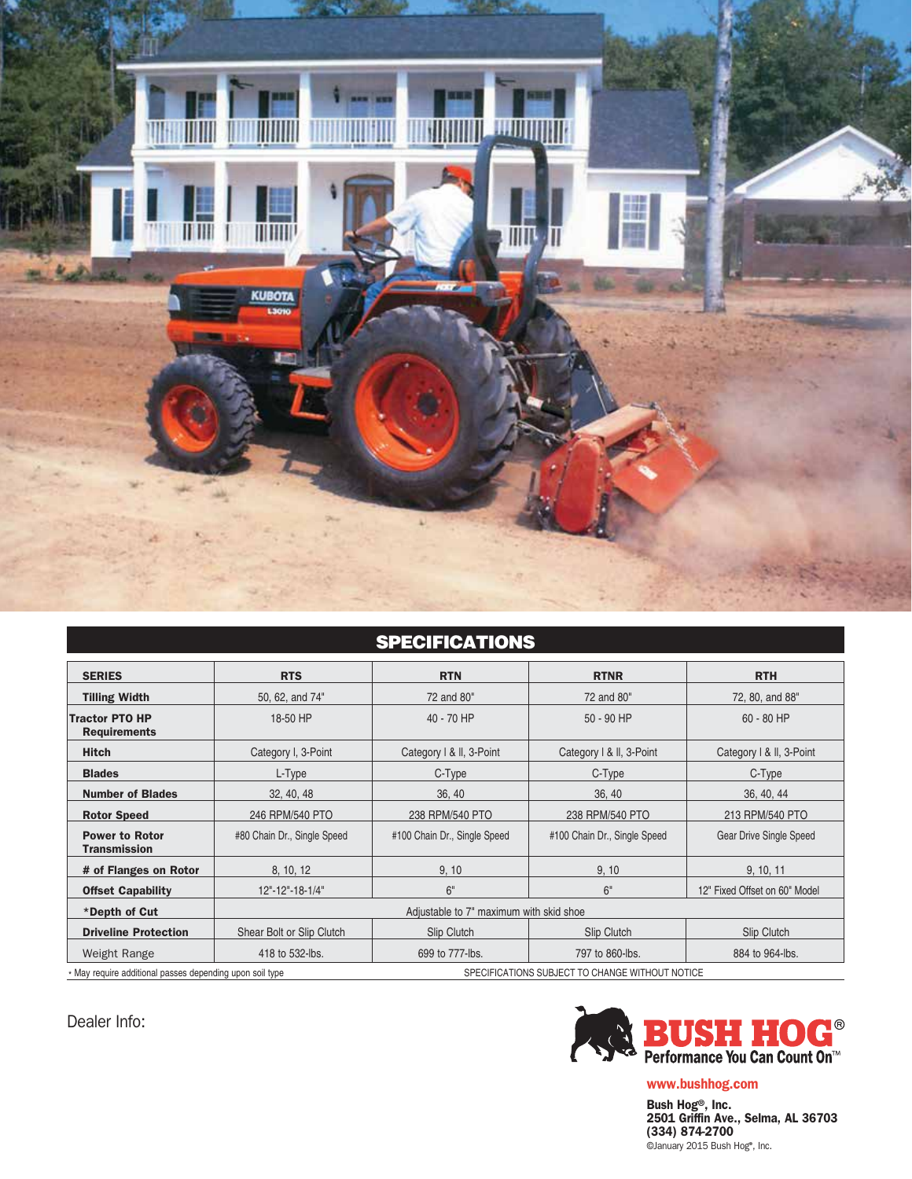## SPECIFICATIONS

| SERIES | RTS | RTN | RTNR | RTH |
|---|---|---|---|---|
| **Tilling Width** | 50, 62, and 74" | 72 and 80" | 72 and 80" | 72, 80, and 88" |
| **Tractor PTO HP Requirements** | 18-50 HP | 40 - 70 HP | 50 - 90 HP | 60 - 80 HP |
| **Hitch** | Category I, 3-Point | Category I & II, 3-Point | Category I & II, 3-Point | Category I & II, 3-Point |
| **Blades** | L-Type | C-Type | C-Type | C-Type |
| **Number of Blades** | 32, 40, 48 | 36, 40 | 36, 40 | 36, 40, 44 |
| **Rotor Speed** | 246 RPM/540 PTO | 238 RPM/540 PTO | 238 RPM/540 PTO | 213 RPM/540 PTO |
| **Power to Rotor Transmission** | #80 Chain Dr., Single Speed | #100 Chain Dr., Single Speed | #100 Chain Dr., Single Speed | Gear Drive Single Speed |
| **# of Flanges on Rotor** | 8, 10, 12 | 9, 10 | 9, 10 | 9, 10, 11 |
| **Offset Capability** | 12"-12"-18-1/4" | 6" | 6" | 12" Fixed Offset on 60" Model |
| ***Depth of Cut** | Adjustable to 7" maximum with skid shoe | | | |
| **Driveline Protection** | Shear Bolt or Slip Clutch | Slip Clutch | Slip Clutch | Slip Clutch |
| Weight Range | 418 to 532-lbs. | 699 to 777-lbs. | 797 to 860-lbs. | 884 to 964-lbs. |

* May require additional passes depending upon soil type

SPECIFICATIONS SUBJECT TO CHANGE WITHOUT NOTICE

Dealer Info:

**BUSH HOG®**
Performance You Can Count On™

**www.bushhog.com**

**Bush Hog®, Inc.**
**2501 Griffin Ave., Selma, AL 36703**
**(334) 874-2700**
©January 2015 Bush Hog®, Inc.